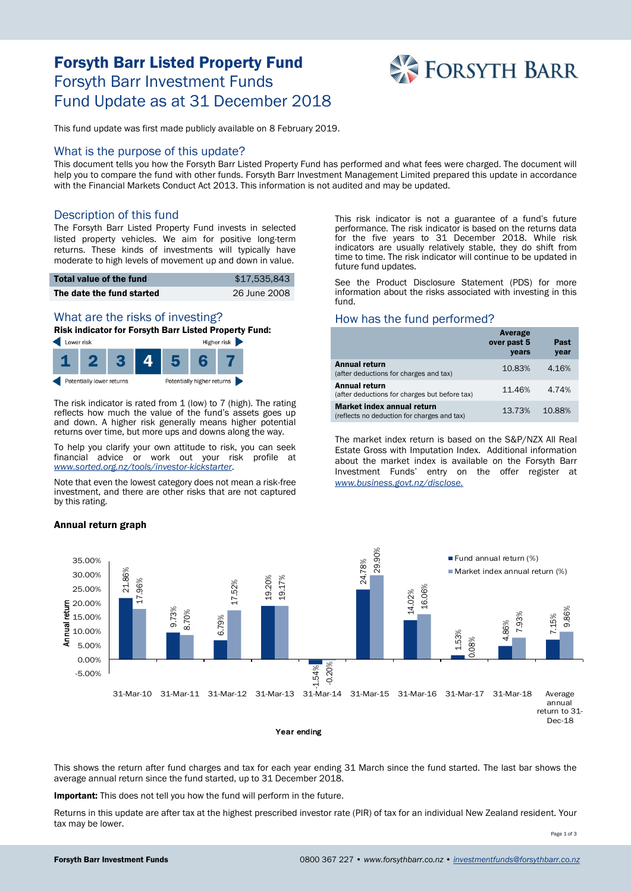# Forsyth Barr Listed Property Fund

## Forsyth Barr Investment Funds

## Fund Update as at 31 December 2018

This fund update was first made publicly available on 8 February 2019.

## What is the purpose of this update?

This document tells you how the Forsyth Barr Listed Property Fund has performed and what fees were charged. The document will help you to compare the fund with other funds. Forsyth Barr Investment Management Limited prepared this update in accordance with the Financial Markets Conduct Act 2013. This information is not audited and may be updated.

## Description of this fund

The Forsyth Barr Listed Property Fund invests in selected listed property vehicles. We aim for positive long-term returns. These kinds of investments will typically have moderate to high levels of movement up and down in value.

| | |
|---|---|
| **Total value of the fund** | $17,535,843 |
| **The date the fund started** | 26 June 2008 |

## What are the risks of investing?

**Risk indicator for Forsyth Barr Listed Property Fund:**

Lower risk — Higher risk

1 2 3 **4** 5 6 7

Potentially lower returns — Potentially higher returns

The risk indicator is rated from 1 (low) to 7 (high). The rating reflects how much the value of the fund's assets goes up and down. A higher risk generally means higher potential returns over time, but more ups and downs along the way.

To help you clarify your own attitude to risk, you can seek financial advice or work out your risk profile at *www.sorted.org.nz/tools/investor-kickstarter*.

Note that even the lowest category does not mean a risk-free investment, and there are other risks that are not captured by this rating.

This risk indicator is not a guarantee of a fund's future performance. The risk indicator is based on the returns data for the five years to 31 December 2018. While risk indicators are usually relatively stable, they do shift from time to time. The risk indicator will continue to be updated in future fund updates.

See the Product Disclosure Statement (PDS) for more information about the risks associated with investing in this fund.

## How has the fund performed?

| | Average over past 5 years | Past year |
|---|---|---|
| **Annual return** (after deductions for charges and tax) | 10.83% | 4.16% |
| **Annual return** (after deductions for charges but before tax) | 11.46% | 4.74% |
| **Market index annual return** (reflects no deduction for charges and tax) | 13.73% | 10.88% |

The market index return is based on the S&P/NZX All Real Estate Gross with Imputation Index. Additional information about the market index is available on the Forsyth Barr Investment Funds' entry on the offer register at *www.business.govt.nz/disclose.*

**Annual return graph**

Fund annual return (%)
Market index annual return (%)

Annual return

35.00%
30.00%
25.00%
20.00%
15.00%
10.00%
5.00%
0.00%
-5.00%

31-Mar-10: 21.86% 17.96%
31-Mar-11: 9.73% 8.70%
31-Mar-12: 6.79% 17.52%
31-Mar-13: 19.20% 19.17%
31-Mar-14: -1.54% -0.20%
31-Mar-15: 24.78% 29.90%
31-Mar-16: 14.02% 16.06%
31-Mar-17: 1.53% 0.08%
31-Mar-18: 4.86% 7.93%
Average annual return to 31-Dec-18: 7.15% 9.86%

Year ending

This shows the return after fund charges and tax for each year ending 31 March since the fund started. The last bar shows the average annual return since the fund started, up to 31 December 2018.

**Important:** This does not tell you how the fund will perform in the future.

Returns in this update are after tax at the highest prescribed investor rate (PIR) of tax for an individual New Zealand resident. Your tax may be lower.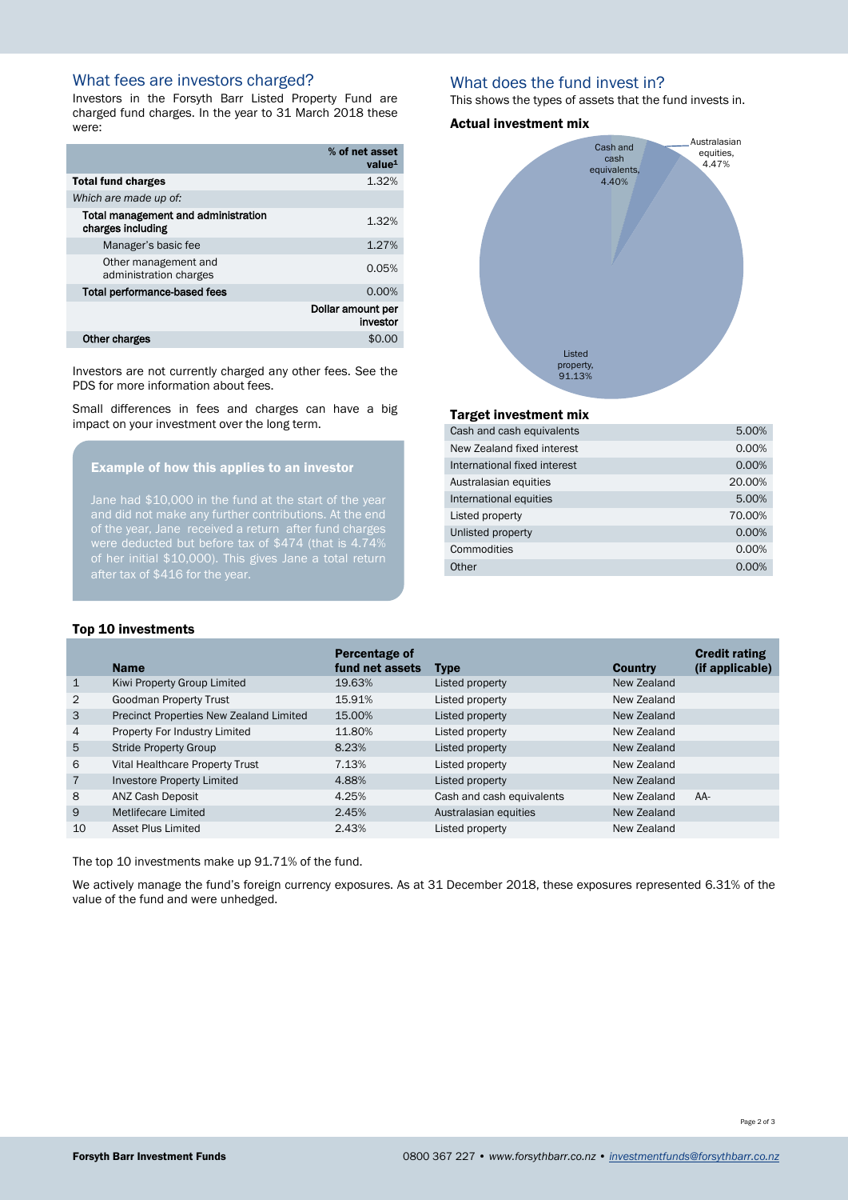## What fees are investors charged?

Investors in the Forsyth Barr Listed Property Fund are charged fund charges. In the year to 31 March 2018 these were:

| | % of net asset value[1] |
|---|---|
| **Total fund charges** | 1.32% |
| *Which are made up of:* | |
| **Total management and administration charges including** | 1.32% |
| Manager's basic fee | 1.27% |
| Other management and administration charges | 0.05% |
| **Total performance-based fees** | 0.00% |
| | **Dollar amount per investor** |
| **Other charges** | $0.00 |

Investors are not currently charged any other fees. See the PDS for more information about fees.

Small differences in fees and charges can have a big impact on your investment over the long term.

### Example of how this applies to an investor

Jane had $10,000 in the fund at the start of the year and did not make any further contributions. At the end of the year, Jane received a return after fund charges were deducted but before tax of $474 (that is 4.74% of her initial $10,000). This gives Jane a total return after tax of $416 for the year.

## What does the fund invest in?

This shows the types of assets that the fund invests in.

### Actual investment mix

Cash and cash equivalents, 4.40%

Australasian equities, 4.47%

Listed property, 91.13%

### Target investment mix

| | |
|---|---|
| Cash and cash equivalents | 5.00% |
| New Zealand fixed interest | 0.00% |
| International fixed interest | 0.00% |
| Australasian equities | 20.00% |
| International equities | 5.00% |
| Listed property | 70.00% |
| Unlisted property | 0.00% |
| Commodities | 0.00% |
| Other | 0.00% |

### Top 10 investments

| | Name | Percentage of fund net assets | Type | Country | Credit rating (if applicable) |
|---|---|---|---|---|---|
| 1 | Kiwi Property Group Limited | 19.63% | Listed property | New Zealand | |
| 2 | Goodman Property Trust | 15.91% | Listed property | New Zealand | |
| 3 | Precinct Properties New Zealand Limited | 15.00% | Listed property | New Zealand | |
| 4 | Property For Industry Limited | 11.80% | Listed property | New Zealand | |
| 5 | Stride Property Group | 8.23% | Listed property | New Zealand | |
| 6 | Vital Healthcare Property Trust | 7.13% | Listed property | New Zealand | |
| 7 | Investore Property Limited | 4.88% | Listed property | New Zealand | |
| 8 | ANZ Cash Deposit | 4.25% | Cash and cash equivalents | New Zealand | AA- |
| 9 | Metlifecare Limited | 2.45% | Australasian equities | New Zealand | |
| 10 | Asset Plus Limited | 2.43% | Listed property | New Zealand | |

The top 10 investments make up 91.71% of the fund.

We actively manage the fund's foreign currency exposures. As at 31 December 2018, these exposures represented 6.31% of the value of the fund and were unhedged.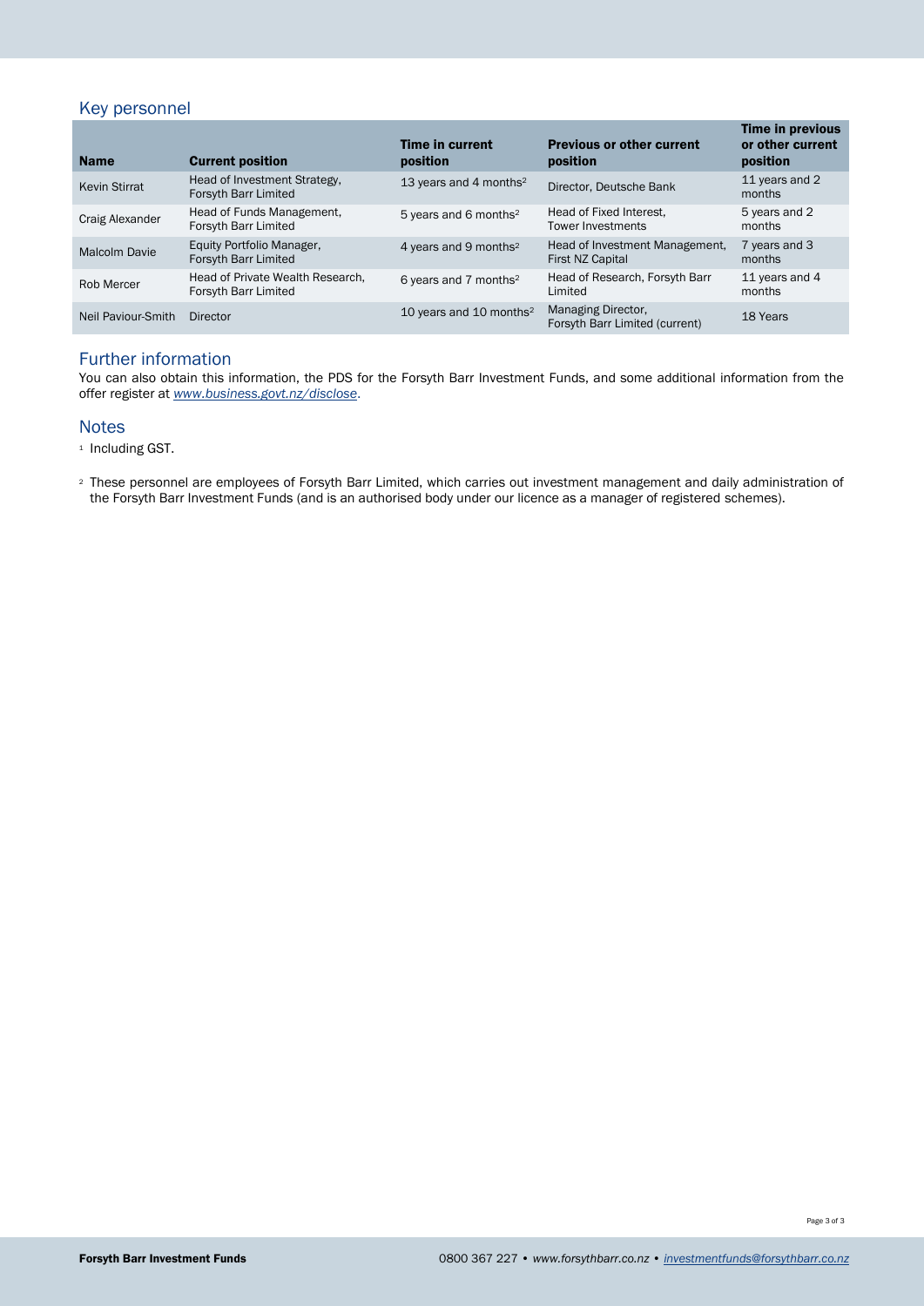## Key personnel

| Name | Current position | Time in current position | Previous or other current position | Time in previous or other current position |
|---|---|---|---|---|
| Kevin Stirrat | Head of Investment Strategy, Forsyth Barr Limited | 13 years and 4 months[2] | Director, Deutsche Bank | 11 years and 2 months |
| Craig Alexander | Head of Funds Management, Forsyth Barr Limited | 5 years and 6 months[2] | Head of Fixed Interest, Tower Investments | 5 years and 2 months |
| Malcolm Davie | Equity Portfolio Manager, Forsyth Barr Limited | 4 years and 9 months[2] | Head of Investment Management, First NZ Capital | 7 years and 3 months |
| Rob Mercer | Head of Private Wealth Research, Forsyth Barr Limited | 6 years and 7 months[2] | Head of Research, Forsyth Barr Limited | 11 years and 4 months |
| Neil Paviour-Smith | Director | 10 years and 10 months[2] | Managing Director, Forsyth Barr Limited (current) | 18 Years |

## Further information

You can also obtain this information, the PDS for the Forsyth Barr Investment Funds, and some additional information from the offer register at *www.business.govt.nz/disclose*.

## Notes

[1] Including GST.

[2] These personnel are employees of Forsyth Barr Limited, which carries out investment management and daily administration of the Forsyth Barr Investment Funds (and is an authorised body under our licence as a manager of registered schemes).